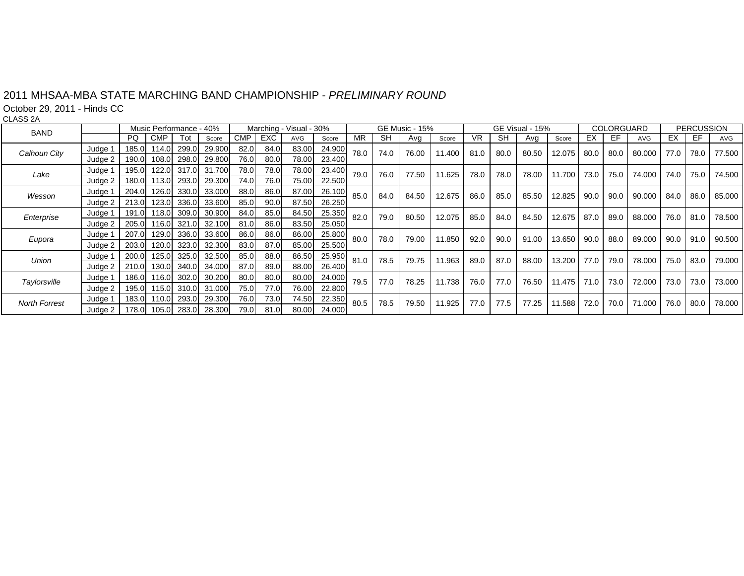# 2011 MHSAA-MBA STATE MARCHING BAND CHAMPIONSHIP - *PRELIMINARY ROUND*

October 29, 2011 - Hinds CC

CLASS 2A

| BAND | | Music Performance - 40% | | | | Marching - Visual - 30% | | | | GE Music - 15% | | | | GE Visual - 15% | | | | COLORGUARD | | | PERCUSSION | | |
|---|---|---|---|---|---|---|---|---|---|---|---|---|---|---|---|---|---|---|---|---|---|---|---|
| | | PQ | CMP | Tot | Score | CMP | EXC | AVG | Score | MR | SH | Avg | Score | VR | SH | Avg | Score | EX | EF | AVG | EX | EF | AVG |
| *Calhoun City* | Judge 1 | 185.0 | 114.0 | 299.0 | 29.900 | 82.0 | 84.0 | 83.00 | 24.900 | 78.0 | 74.0 | 76.00 | 11.400 | 81.0 | 80.0 | 80.50 | 12.075 | 80.0 | 80.0 | 80.000 | 77.0 | 78.0 | 77.500 |
| | Judge 2 | 190.0 | 108.0 | 298.0 | 29.800 | 76.0 | 80.0 | 78.00 | 23.400 | | | | | | | | | | | | | | |
| *Lake* | Judge 1 | 195.0 | 122.0 | 317.0 | 31.700 | 78.0 | 78.0 | 78.00 | 23.400 | 79.0 | 76.0 | 77.50 | 11.625 | 78.0 | 78.0 | 78.00 | 11.700 | 73.0 | 75.0 | 74.000 | 74.0 | 75.0 | 74.500 |
| | Judge 2 | 180.0 | 113.0 | 293.0 | 29.300 | 74.0 | 76.0 | 75.00 | 22.500 | | | | | | | | | | | | | | |
| *Wesson* | Judge 1 | 204.0 | 126.0 | 330.0 | 33.000 | 88.0 | 86.0 | 87.00 | 26.100 | 85.0 | 84.0 | 84.50 | 12.675 | 86.0 | 85.0 | 85.50 | 12.825 | 90.0 | 90.0 | 90.000 | 84.0 | 86.0 | 85.000 |
| | Judge 2 | 213.0 | 123.0 | 336.0 | 33.600 | 85.0 | 90.0 | 87.50 | 26.250 | | | | | | | | | | | | | | |
| *Enterprise* | Judge 1 | 191.0 | 118.0 | 309.0 | 30.900 | 84.0 | 85.0 | 84.50 | 25.350 | 82.0 | 79.0 | 80.50 | 12.075 | 85.0 | 84.0 | 84.50 | 12.675 | 87.0 | 89.0 | 88.000 | 76.0 | 81.0 | 78.500 |
| | Judge 2 | 205.0 | 116.0 | 321.0 | 32.100 | 81.0 | 86.0 | 83.50 | 25.050 | | | | | | | | | | | | | | |
| *Eupora* | Judge 1 | 207.0 | 129.0 | 336.0 | 33.600 | 86.0 | 86.0 | 86.00 | 25.800 | 80.0 | 78.0 | 79.00 | 11.850 | 92.0 | 90.0 | 91.00 | 13.650 | 90.0 | 88.0 | 89.000 | 90.0 | 91.0 | 90.500 |
| | Judge 2 | 203.0 | 120.0 | 323.0 | 32.300 | 83.0 | 87.0 | 85.00 | 25.500 | | | | | | | | | | | | | | |
| *Union* | Judge 1 | 200.0 | 125.0 | 325.0 | 32.500 | 85.0 | 88.0 | 86.50 | 25.950 | 81.0 | 78.5 | 79.75 | 11.963 | 89.0 | 87.0 | 88.00 | 13.200 | 77.0 | 79.0 | 78.000 | 75.0 | 83.0 | 79.000 |
| | Judge 2 | 210.0 | 130.0 | 340.0 | 34.000 | 87.0 | 89.0 | 88.00 | 26.400 | | | | | | | | | | | | | | |
| *Taylorsville* | Judge 1 | 186.0 | 116.0 | 302.0 | 30.200 | 80.0 | 80.0 | 80.00 | 24.000 | 79.5 | 77.0 | 78.25 | 11.738 | 76.0 | 77.0 | 76.50 | 11.475 | 71.0 | 73.0 | 72.000 | 73.0 | 73.0 | 73.000 |
| | Judge 2 | 195.0 | 115.0 | 310.0 | 31.000 | 75.0 | 77.0 | 76.00 | 22.800 | | | | | | | | | | | | | | |
| *North Forrest* | Judge 1 | 183.0 | 110.0 | 293.0 | 29.300 | 76.0 | 73.0 | 74.50 | 22.350 | 80.5 | 78.5 | 79.50 | 11.925 | 77.0 | 77.5 | 77.25 | 11.588 | 72.0 | 70.0 | 71.000 | 76.0 | 80.0 | 78.000 |
| | Judge 2 | 178.0 | 105.0 | 283.0 | 28.300 | 79.0 | 81.0 | 80.00 | 24.000 | | | | | | | | | | | | | | |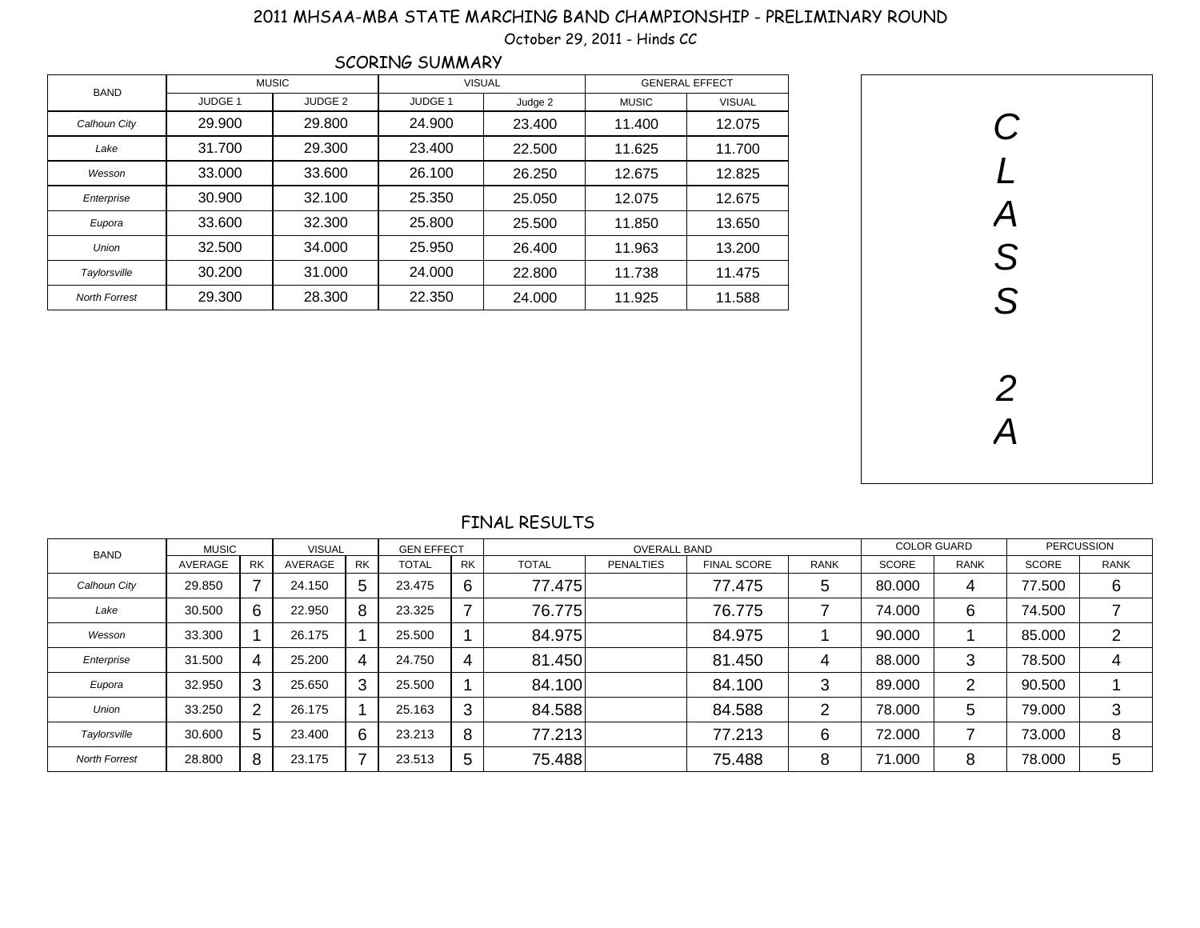# 2011 MHSAA-MBA STATE MARCHING BAND CHAMPIONSHIP - PRELIMINARY ROUND

October 29, 2011 - Hinds CC

## SCORING SUMMARY

| BAND | MUSIC | | VISUAL | | GENERAL EFFECT | |
|---|---|---|---|---|---|---|
| | JUDGE 1 | JUDGE 2 | JUDGE 1 | Judge 2 | MUSIC | VISUAL |
| *Calhoun City* | 29.900 | 29.800 | 24.900 | 23.400 | 11.400 | 12.075 |
| *Lake* | 31.700 | 29.300 | 23.400 | 22.500 | 11.625 | 11.700 |
| *Wesson* | 33.000 | 33.600 | 26.100 | 26.250 | 12.675 | 12.825 |
| *Enterprise* | 30.900 | 32.100 | 25.350 | 25.050 | 12.075 | 12.675 |
| *Eupora* | 33.600 | 32.300 | 25.800 | 25.500 | 11.850 | 13.650 |
| *Union* | 32.500 | 34.000 | 25.950 | 26.400 | 11.963 | 13.200 |
| *Taylorsville* | 30.200 | 31.000 | 24.000 | 22.800 | 11.738 | 11.475 |
| *North Forrest* | 29.300 | 28.300 | 22.350 | 24.000 | 11.925 | 11.588 |

*CLASS 2A*

## FINAL RESULTS

| BAND | MUSIC | | VISUAL | | GEN EFFECT | | OVERALL BAND | | | | COLOR GUARD | | PERCUSSION | |
|---|---|---|---|---|---|---|---|---|---|---|---|---|---|---|
| | AVERAGE | RK | AVERAGE | RK | TOTAL | RK | TOTAL | PENALTIES | FINAL SCORE | RANK | SCORE | RANK | SCORE | RANK |
| *Calhoun City* | 29.850 | 7 | 24.150 | 5 | 23.475 | 6 | 77.475 | | 77.475 | 5 | 80.000 | 4 | 77.500 | 6 |
| *Lake* | 30.500 | 6 | 22.950 | 8 | 23.325 | 7 | 76.775 | | 76.775 | 7 | 74.000 | 6 | 74.500 | 7 |
| *Wesson* | 33.300 | 1 | 26.175 | 1 | 25.500 | 1 | 84.975 | | 84.975 | 1 | 90.000 | 1 | 85.000 | 2 |
| *Enterprise* | 31.500 | 4 | 25.200 | 4 | 24.750 | 4 | 81.450 | | 81.450 | 4 | 88.000 | 3 | 78.500 | 4 |
| *Eupora* | 32.950 | 3 | 25.650 | 3 | 25.500 | 1 | 84.100 | | 84.100 | 3 | 89.000 | 2 | 90.500 | 1 |
| *Union* | 33.250 | 2 | 26.175 | 1 | 25.163 | 3 | 84.588 | | 84.588 | 2 | 78.000 | 5 | 79.000 | 3 |
| *Taylorsville* | 30.600 | 5 | 23.400 | 6 | 23.213 | 8 | 77.213 | | 77.213 | 6 | 72.000 | 7 | 73.000 | 8 |
| *North Forrest* | 28.800 | 8 | 23.175 | 7 | 23.513 | 5 | 75.488 | | 75.488 | 8 | 71.000 | 8 | 78.000 | 5 |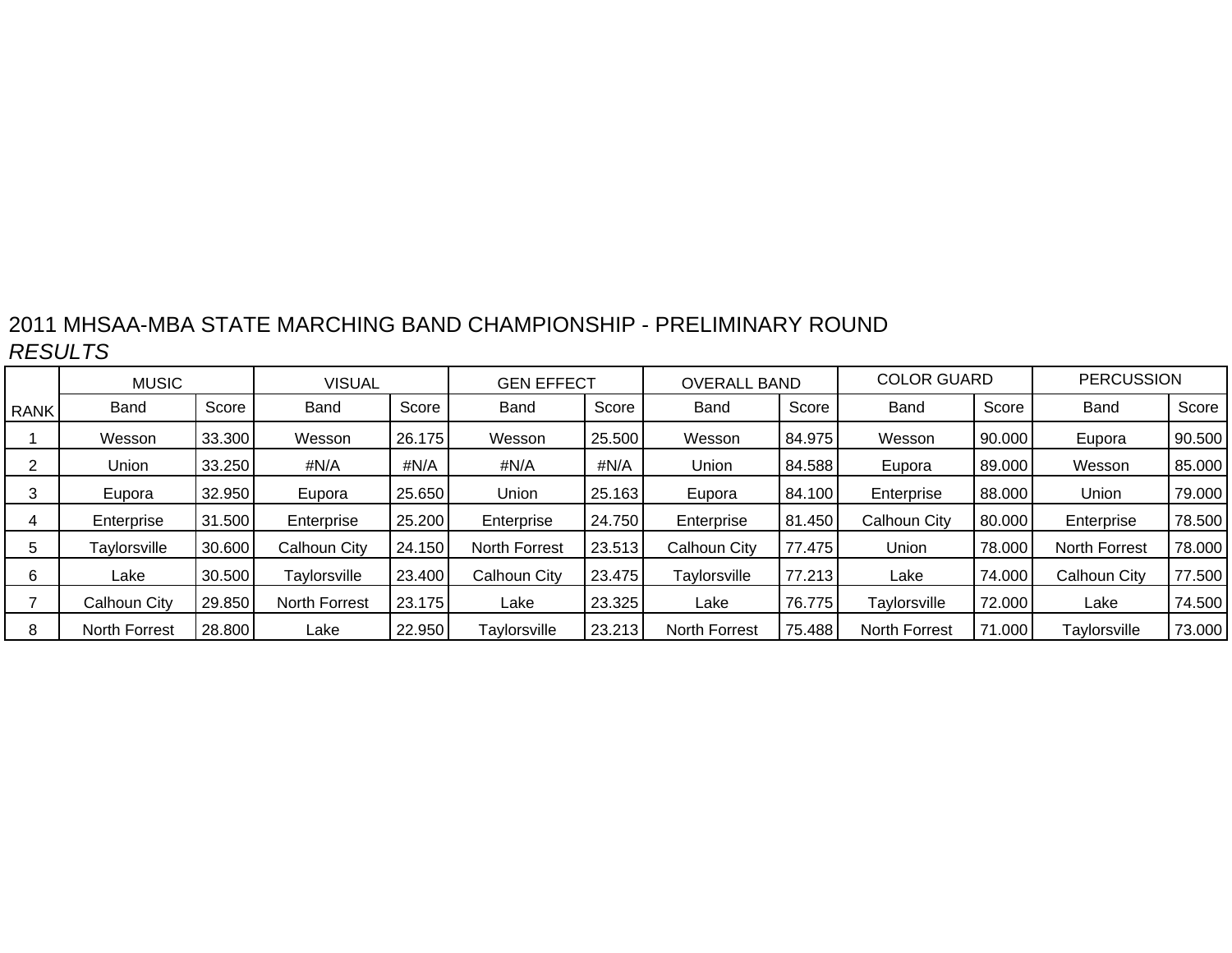2011 MHSAA-MBA STATE MARCHING BAND CHAMPIONSHIP - PRELIMINARY ROUND

*RESULTS*

| | MUSIC | | VISUAL | | GEN EFFECT | | OVERALL BAND | | COLOR GUARD | | PERCUSSION | |
|---|---|---|---|---|---|---|---|---|---|---|---|---|
| RANK | Band | Score | Band | Score | Band | Score | Band | Score | Band | Score | Band | Score |
| 1 | Wesson | 33.300 | Wesson | 26.175 | Wesson | 25.500 | Wesson | 84.975 | Wesson | 90.000 | Eupora | 90.500 |
| 2 | Union | 33.250 | #N/A | #N/A | #N/A | #N/A | Union | 84.588 | Eupora | 89.000 | Wesson | 85.000 |
| 3 | Eupora | 32.950 | Eupora | 25.650 | Union | 25.163 | Eupora | 84.100 | Enterprise | 88.000 | Union | 79.000 |
| 4 | Enterprise | 31.500 | Enterprise | 25.200 | Enterprise | 24.750 | Enterprise | 81.450 | Calhoun City | 80.000 | Enterprise | 78.500 |
| 5 | Taylorsville | 30.600 | Calhoun City | 24.150 | North Forrest | 23.513 | Calhoun City | 77.475 | Union | 78.000 | North Forrest | 78.000 |
| 6 | Lake | 30.500 | Taylorsville | 23.400 | Calhoun City | 23.475 | Taylorsville | 77.213 | Lake | 74.000 | Calhoun City | 77.500 |
| 7 | Calhoun City | 29.850 | North Forrest | 23.175 | Lake | 23.325 | Lake | 76.775 | Taylorsville | 72.000 | Lake | 74.500 |
| 8 | North Forrest | 28.800 | Lake | 22.950 | Taylorsville | 23.213 | North Forrest | 75.488 | North Forrest | 71.000 | Taylorsville | 73.000 |